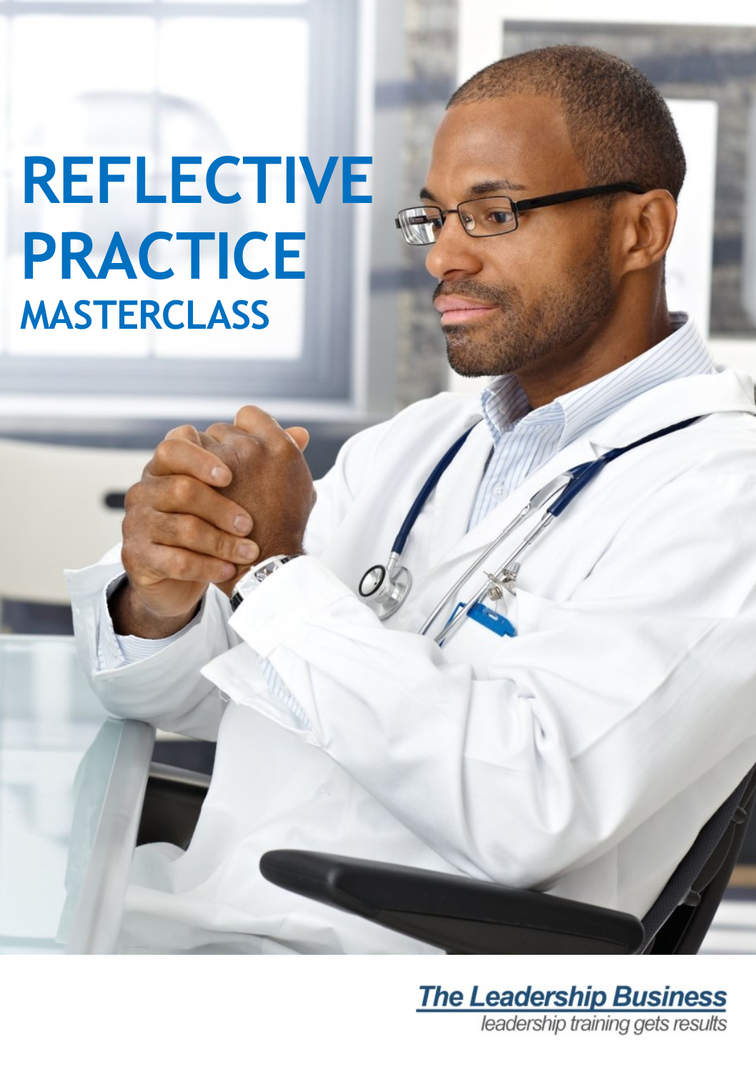# REFLECTIVE PRACTICE

## MASTERCLASS

The Leadership Business

leadership training gets results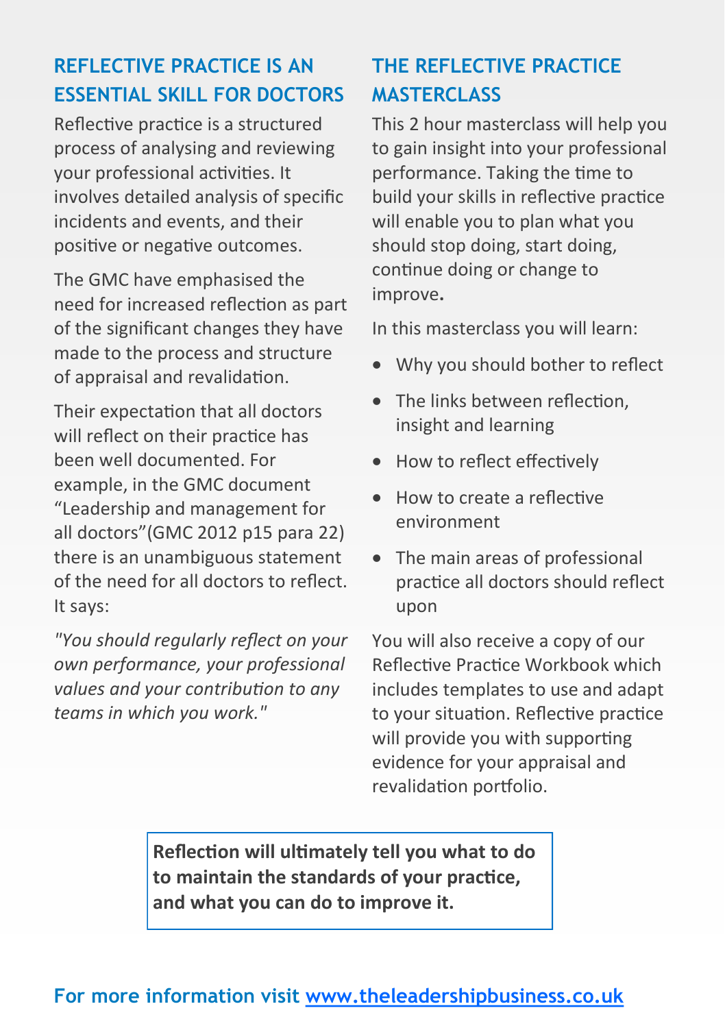## REFLECTIVE PRACTICE IS AN ESSENTIAL SKILL FOR DOCTORS

Reflective practice is a structured process of analysing and reviewing your professional activities. It involves detailed analysis of specific incidents and events, and their positive or negative outcomes.

The GMC have emphasised the need for increased reflection as part of the significant changes they have made to the process and structure of appraisal and revalidation.

Their expectation that all doctors will reflect on their practice has been well documented. For example, in the GMC document "Leadership and management for all doctors"(GMC 2012 p15 para 22) there is an unambiguous statement of the need for all doctors to reflect. It says:

*"You should regularly reflect on your own performance, your professional values and your contribution to any teams in which you work."*

## THE REFLECTIVE PRACTICE MASTERCLASS

This 2 hour masterclass will help you to gain insight into your professional performance. Taking the time to build your skills in reflective practice will enable you to plan what you should stop doing, start doing, continue doing or change to improve.

In this masterclass you will learn:

- Why you should bother to reflect
- The links between reflection, insight and learning
- How to reflect effectively
- How to create a reflective environment
- The main areas of professional practice all doctors should reflect upon

You will also receive a copy of our Reflective Practice Workbook which includes templates to use and adapt to your situation. Reflective practice will provide you with supporting evidence for your appraisal and revalidation portfolio.

**Reflection will ultimately tell you what to do to maintain the standards of your practice, and what you can do to improve it.**

**For more information visit [www.theleadershipbusiness.co.uk](http://www.theleadershipbusiness.co.uk)**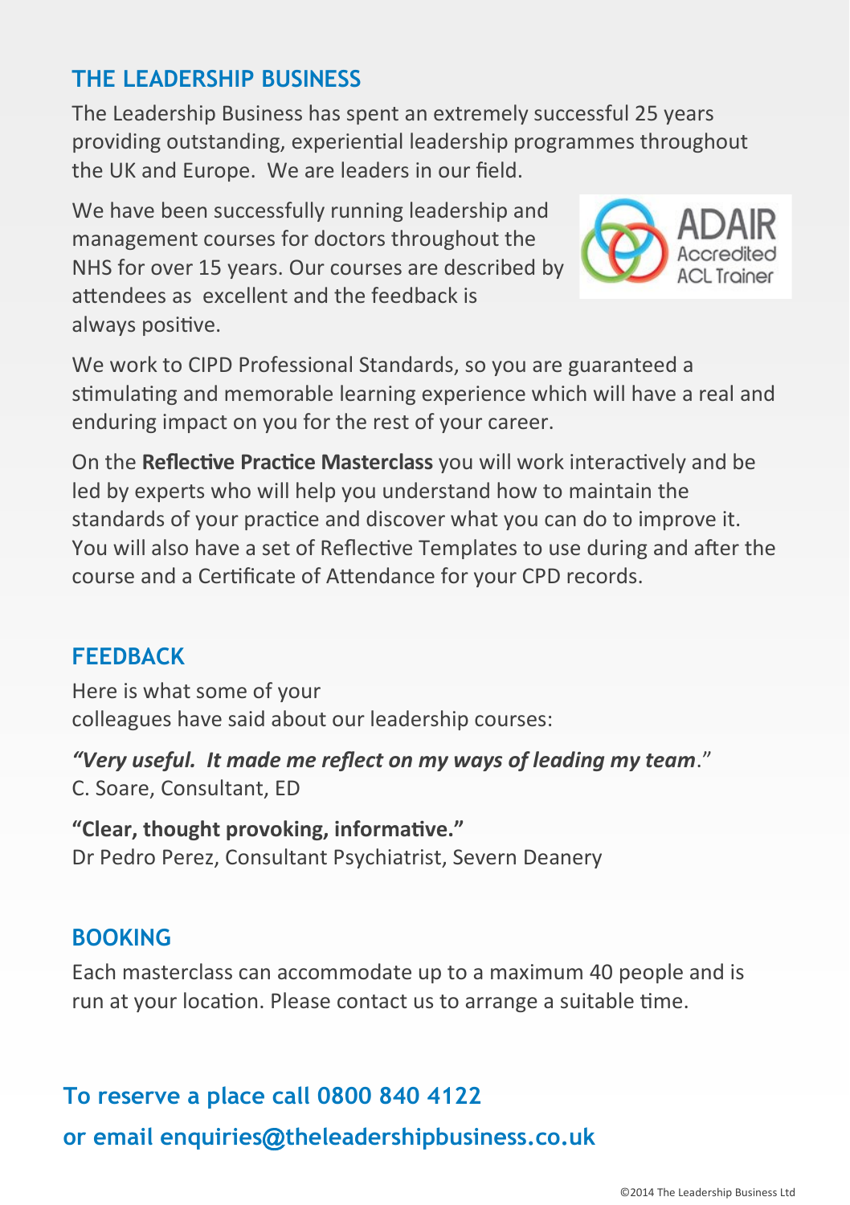## THE LEADERSHIP BUSINESS

The Leadership Business has spent an extremely successful 25 years providing outstanding, experiential leadership programmes throughout the UK and Europe. We are leaders in our field.

We have been successfully running leadership and management courses for doctors throughout the NHS for over 15 years. Our courses are described by attendees as excellent and the feedback is always positive.

ADAIR Accredited ACL Trainer

We work to CIPD Professional Standards, so you are guaranteed a stimulating and memorable learning experience which will have a real and enduring impact on you for the rest of your career.

On the **Reflective Practice Masterclass** you will work interactively and be led by experts who will help you understand how to maintain the standards of your practice and discover what you can do to improve it. You will also have a set of Reflective Templates to use during and after the course and a Certificate of Attendance for your CPD records.

## FEEDBACK

Here is what some of your colleagues have said about our leadership courses:

***"Very useful. It made me reflect on my ways of leading my team*."**
C. Soare, Consultant, ED

**"Clear, thought provoking, informative."**
Dr Pedro Perez, Consultant Psychiatrist, Severn Deanery

## BOOKING

Each masterclass can accommodate up to a maximum 40 people and is run at your location. Please contact us to arrange a suitable time.

**To reserve a place call 0800 840 4122**

**or email enquiries@theleadershipbusiness.co.uk**

©2014 The Leadership Business Ltd